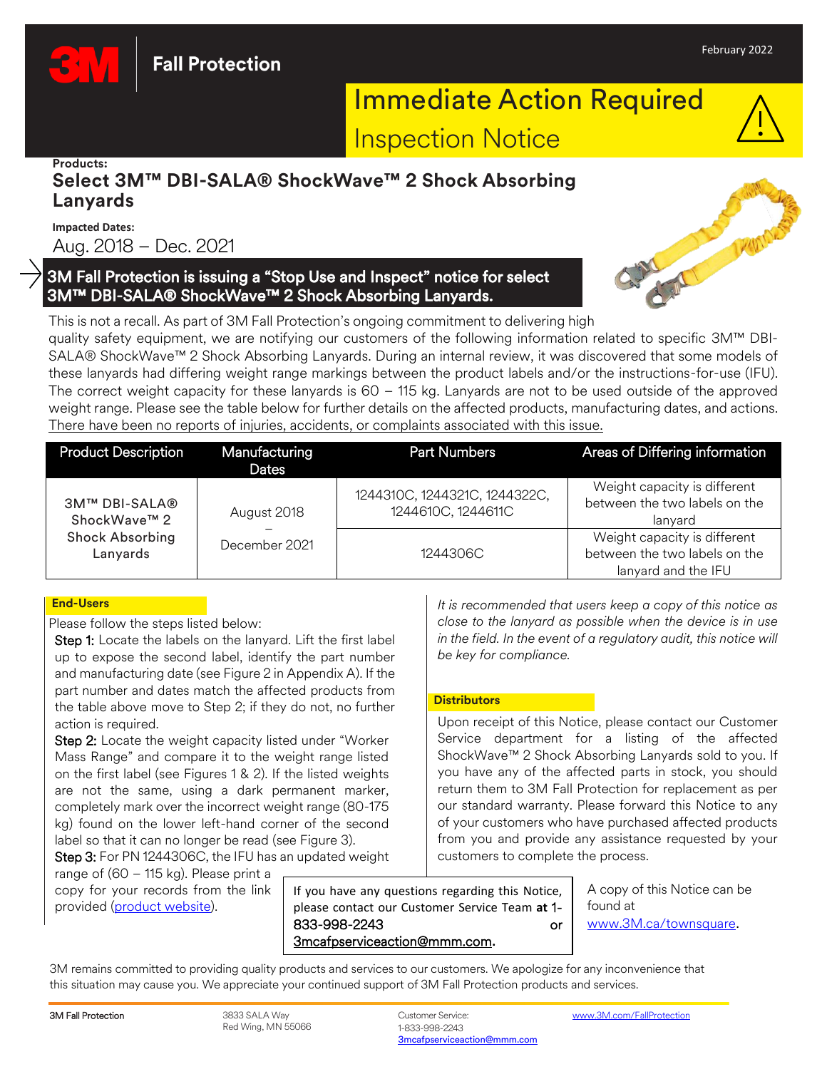3M Fall Protection

February 2022

# Immediate Action Required

## Inspection Notice

**Products:**

## Select 3M™ DBI-SALA® ShockWave™ 2 Shock Absorbing Lanyards

**Impacted Dates:**

Aug. 2018 – Dec. 2021

### 3M Fall Protection is issuing a "Stop Use and Inspect" notice for select 3M™ DBI-SALA® ShockWave™ 2 Shock Absorbing Lanyards.

This is not a recall. As part of 3M Fall Protection's ongoing commitment to delivering high quality safety equipment, we are notifying our customers of the following information related to specific 3M™ DBI-SALA® ShockWave™ 2 Shock Absorbing Lanyards. During an internal review, it was discovered that some models of these lanyards had differing weight range markings between the product labels and/or the instructions-for-use (IFU). The correct weight capacity for these lanyards is 60 – 115 kg. Lanyards are not to be used outside of the approved weight range. Please see the table below for further details on the affected products, manufacturing dates, and actions. <u>There have been no reports of injuries, accidents, or complaints associated with this issue.</u>

| Product Description | Manufacturing Dates | Part Numbers | Areas of Differing information |
|---|---|---|---|
| 3M™ DBI-SALA® ShockWave™ 2 Shock Absorbing Lanyards | August 2018 – December 2021 | 1244310C, 1244321C, 1244322C, 1244610C, 1244611C | Weight capacity is different between the two labels on the lanyard |
| | | 1244306C | Weight capacity is different between the two labels on the lanyard and the IFU |

### End-Users

Please follow the steps listed below:

**Step 1:** Locate the labels on the lanyard. Lift the first label up to expose the second label, identify the part number and manufacturing date (see Figure 2 in Appendix A). If the part number and dates match the affected products from the table above move to Step 2; if they do not, no further action is required.

**Step 2:** Locate the weight capacity listed under "Worker Mass Range" and compare it to the weight range listed on the first label (see Figures 1 & 2). If the listed weights are not the same, using a dark permanent marker, completely mark over the incorrect weight range (80-175 kg) found on the lower left-hand corner of the second label so that it can no longer be read (see Figure 3).

**Step 3:** For PN 1244306C, the IFU has an updated weight range of (60 – 115 kg). Please print a copy for your records from the link provided (product website).

*It is recommended that users keep a copy of this notice as close to the lanyard as possible when the device is in use in the field. In the event of a regulatory audit, this notice will be key for compliance.*

### Distributors

Upon receipt of this Notice, please contact our Customer Service department for a listing of the affected ShockWave™ 2 Shock Absorbing Lanyards sold to you. If you have any of the affected parts in stock, you should return them to 3M Fall Protection for replacement as per our standard warranty. Please forward this Notice to any of your customers who have purchased affected products from you and provide any assistance requested by your customers to complete the process.

If you have any questions regarding this Notice, please contact our Customer Service Team **at** 1-833-998-2243 or 3mcafpserviceaction@mmm.com.

A copy of this Notice can be found at www.3M.ca/townsquare.

3M remains committed to providing quality products and services to our customers. We apologize for any inconvenience that this situation may cause you. We appreciate your continued support of 3M Fall Protection products and services.

3M Fall Protection | 3833 SALA Way, Red Wing, MN 55066 | Customer Service: 1-833-998-2243, 3mcafpserviceaction@mmm.com | www.3M.com/FallProtection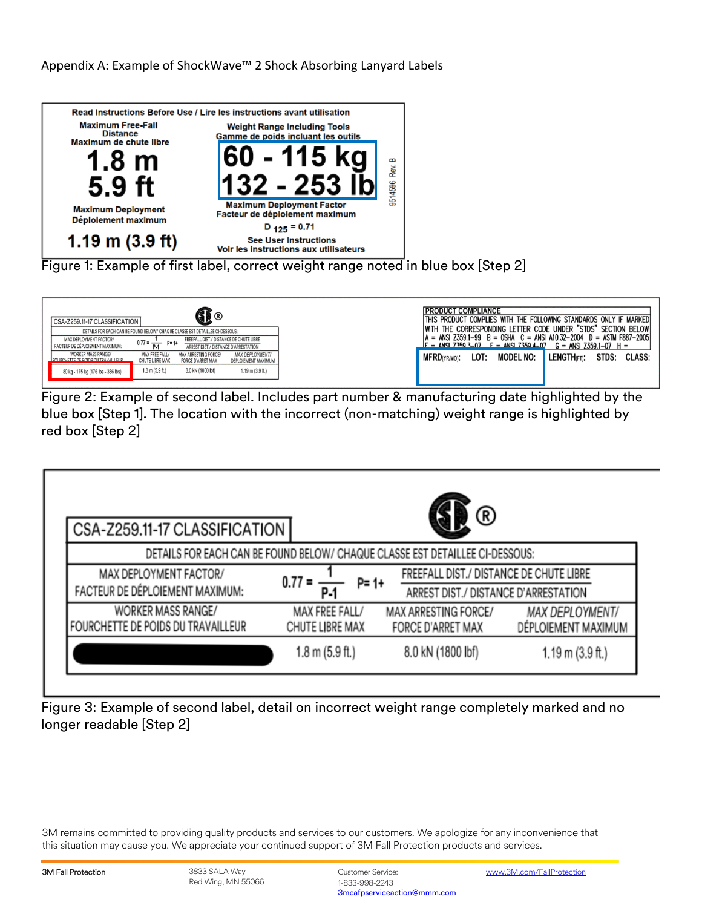Appendix A: Example of ShockWave™ 2 Shock Absorbing Lanyard Labels

Read Instructions Before Use / Lire les instructions avant utilisation

Maximum Free-Fall Distance
Maximum de chute libre

1.8 m
5.9 ft

Maximum Deployment
Déploiement maximum

1.19 m (3.9 ft)

Weight Range Including Tools
Gamme de poids incluant les outils

60 - 115 kg
132 - 253 lb

Maximum Deployment Factor
Facteur de déploiement maximum

$D_{125} = 0.71$

See User Instructions
Voir les instructions aux utilisateurs

9514596 Rev. B

Figure 1: Example of first label, correct weight range noted in blue box [Step 2]

CSA-Z259.11-17 CLASSIFICATION

DETAILS FOR EACH CAN BE FOUND BELOW/ CHAQUE CLASSE EST DETAILLEE CI-DESSOUS:

| | | | |
|---|---|---|---|
| MAX DEPLOYMENT FACTOR/ FACTEUR DE DÉPLOIEMENT MAXIMUM: | $0.77 = \frac{1}{P\text{-}1}$ P= 1+ | FREEFALL DIST./ DISTANCE DE CHUTE LIBRE / ARREST DIST./ DISTANCE D'ARRESTATION | |
| WORKER MASS RANGE/ FOURCHETTE DE POIDS DU TRAVAILLEUR | MAX FREE FALL/ CHUTE LIBRE MAX | MAX ARRESTING FORCE/ FORCE D'ARRET MAX | MAX DEPLOYMENT/ DÉPLOIEMENT MAXIMUM |
| 80 kg - 175 kg (176 lbs - 386 lbs) | 1.8 m (5.9 ft.) | 8.0 kN (1800 lbf) | 1.19 m (3.9 ft.) |

PRODUCT COMPLIANCE

THIS PRODUCT COMPLIES WITH THE FOLLOWING STANDARDS ONLY IF MARKED WITH THE CORRESPONDING LETTER CODE UNDER "STDS" SECTION BELOW
A = ANSI Z359.1–99 B = OSHA C = ANSI A10.32–2004 D = ASTM F887–2005
E = ANSI Z359.3–07 F = ANSI Z359.4–07 G = ANSI Z359.1–07 H =

MFRD(YR/MO): LOT: MODEL NO: LENGTH(FT): STDS: CLASS:

Figure 2: Example of second label. Includes part number & manufacturing date highlighted by the blue box [Step 1]. The location with the incorrect (non-matching) weight range is highlighted by red box [Step 2]

CSA-Z259.11-17 CLASSIFICATION

DETAILS FOR EACH CAN BE FOUND BELOW/ CHAQUE CLASSE EST DETAILLEE CI-DESSOUS:

| | | | |
|---|---|---|---|
| MAX DEPLOYMENT FACTOR/ FACTEUR DE DÉPLOIEMENT MAXIMUM: | $0.77 = \frac{1}{P\text{-}1}$ P= 1+ | FREEFALL DIST./ DISTANCE DE CHUTE LIBRE / ARREST DIST./ DISTANCE D'ARRESTATION | |
| WORKER MASS RANGE/ FOURCHETTE DE POIDS DU TRAVAILLEUR | MAX FREE FALL/ CHUTE LIBRE MAX | MAX ARRESTING FORCE/ FORCE D'ARRET MAX | MAX DEPLOYMENT/ DÉPLOIEMENT MAXIMUM |
| | 1.8 m (5.9 ft.) | 8.0 kN (1800 lbf) | 1.19 m (3.9 ft.) |

Figure 3: Example of second label, detail on incorrect weight range completely marked and no longer readable [Step 2]

3M remains committed to providing quality products and services to our customers. We apologize for any inconvenience that this situation may cause you. We appreciate your continued support of 3M Fall Protection products and services.

3M Fall Protection

3833 SALA Way
Red Wing, MN 55066

Customer Service:
1-833-998-2243
3mcafpserviceaction@mmm.com

www.3M.com/FallProtection